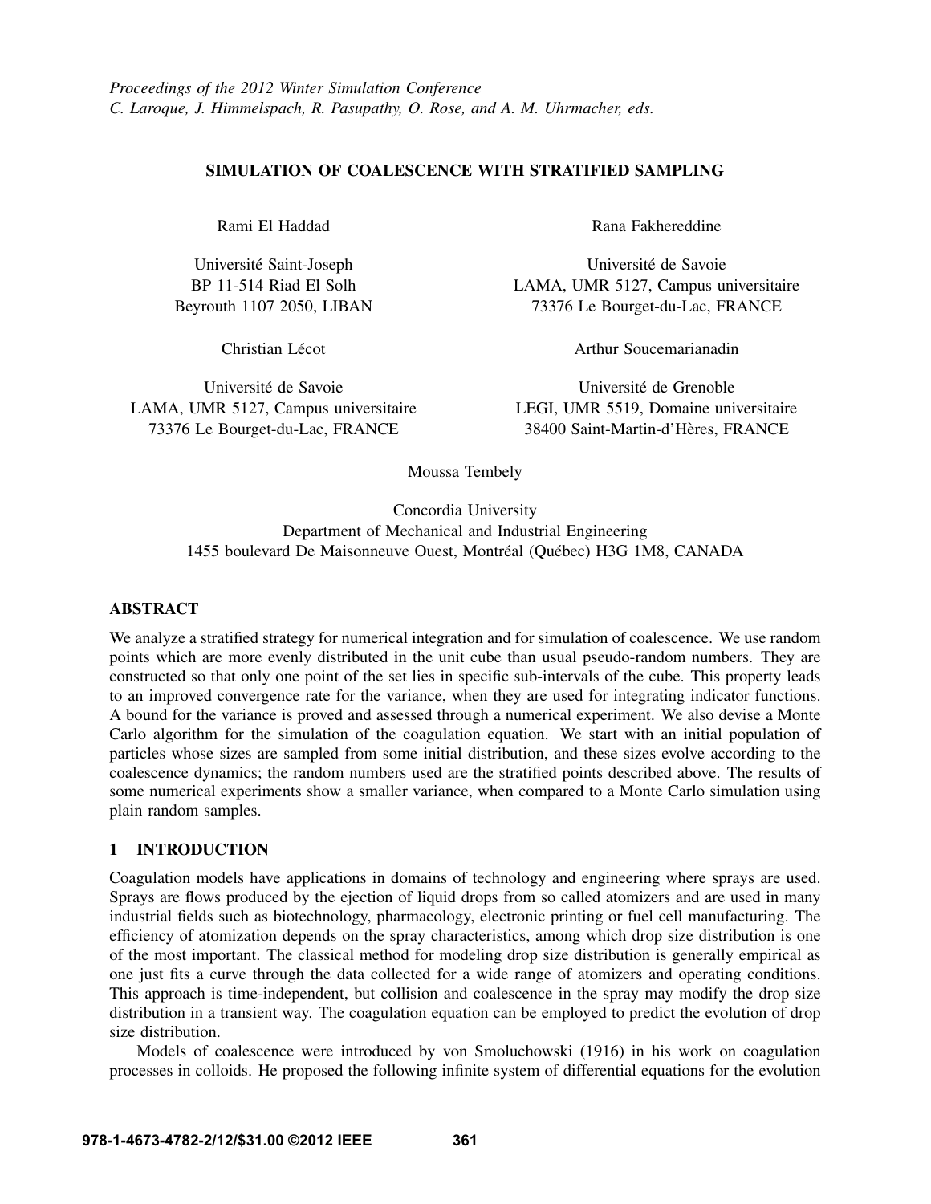*Proceedings of the 2012 Winter Simulation Conference*
*C. Laroque, J. Himmelspach, R. Pasupathy, O. Rose, and A. M. Uhrmacher, eds.*

# SIMULATION OF COALESCENCE WITH STRATIFIED SAMPLING

Rami El Haddad

Université Saint-Joseph
BP 11-514 Riad El Solh
Beyrouth 1107 2050, LIBAN

Rana Fakhereddine

Université de Savoie
LAMA, UMR 5127, Campus universitaire
73376 Le Bourget-du-Lac, FRANCE

Christian Lécot

Université de Savoie
LAMA, UMR 5127, Campus universitaire
73376 Le Bourget-du-Lac, FRANCE

Arthur Soucemarianadin

Université de Grenoble
LEGI, UMR 5519, Domaine universitaire
38400 Saint-Martin-d'Hères, FRANCE

Moussa Tembely

Concordia University
Department of Mechanical and Industrial Engineering
1455 boulevard De Maisonneuve Ouest, Montréal (Québec) H3G 1M8, CANADA

## ABSTRACT

We analyze a stratified strategy for numerical integration and for simulation of coalescence. We use random points which are more evenly distributed in the unit cube than usual pseudo-random numbers. They are constructed so that only one point of the set lies in specific sub-intervals of the cube. This property leads to an improved convergence rate for the variance, when they are used for integrating indicator functions. A bound for the variance is proved and assessed through a numerical experiment. We also devise a Monte Carlo algorithm for the simulation of the coagulation equation. We start with an initial population of particles whose sizes are sampled from some initial distribution, and these sizes evolve according to the coalescence dynamics; the random numbers used are the stratified points described above. The results of some numerical experiments show a smaller variance, when compared to a Monte Carlo simulation using plain random samples.

## 1 INTRODUCTION

Coagulation models have applications in domains of technology and engineering where sprays are used. Sprays are flows produced by the ejection of liquid drops from so called atomizers and are used in many industrial fields such as biotechnology, pharmacology, electronic printing or fuel cell manufacturing. The efficiency of atomization depends on the spray characteristics, among which drop size distribution is one of the most important. The classical method for modeling drop size distribution is generally empirical as one just fits a curve through the data collected for a wide range of atomizers and operating conditions. This approach is time-independent, but collision and coalescence in the spray may modify the drop size distribution in a transient way. The coagulation equation can be employed to predict the evolution of drop size distribution.

Models of coalescence were introduced by von Smoluchowski (1916) in his work on coagulation processes in colloids. He proposed the following infinite system of differential equations for the evolution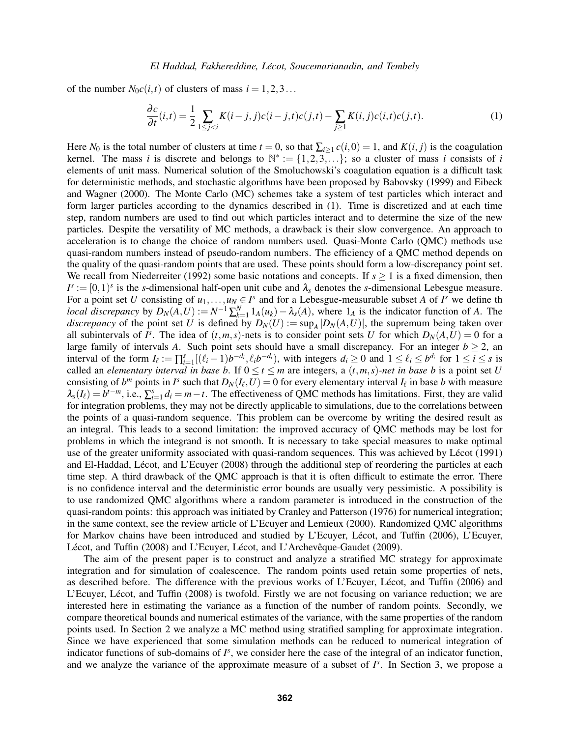of the number $N_0 c(i,t)$ of clusters of mass $i = 1,2,3\ldots$

$$\frac{\partial c}{\partial t}(i,t) = \frac{1}{2}\sum_{1\le j<i} K(i-j,j)c(i-j,t)c(j,t) - \sum_{j\ge 1} K(i,j)c(i,t)c(j,t). \tag{1}$$

Here $N_0$ is the total number of clusters at time $t = 0$, so that $\sum_{i\ge 1} c(i,0) = 1$, and $K(i,j)$ is the coagulation kernel. The mass $i$ is discrete and belongs to $\mathbb{N}^* := \{1,2,3,\ldots\}$; so a cluster of mass $i$ consists of $i$ elements of unit mass. Numerical solution of the Smoluchowski's coagulation equation is a difficult task for deterministic methods, and stochastic algorithms have been proposed by Babovsky (1999) and Eibeck and Wagner (2000). The Monte Carlo (MC) schemes take a system of test particles which interact and form larger particles according to the dynamics described in (1). Time is discretized and at each time step, random numbers are used to find out which particles interact and to determine the size of the new particles. Despite the versatility of MC methods, a drawback is their slow convergence. An approach to acceleration is to change the choice of random numbers used. Quasi-Monte Carlo (QMC) methods use quasi-random numbers instead of pseudo-random numbers. The efficiency of a QMC method depends on the quality of the quasi-random points that are used. These points should form a low-discrepancy point set. We recall from Niederreiter (1992) some basic notations and concepts. If $s \ge 1$ is a fixed dimension, then $I^s := [0,1)^s$ is the $s$-dimensional half-open unit cube and $\lambda_s$ denotes the $s$-dimensional Lebesgue measure. For a point set $U$ consisting of $u_1,\ldots,u_N \in I^s$ and for a Lebesgue-measurable subset $A$ of $I^s$ we define th *local discrepancy* by $D_N(A,U) := N^{-1}\sum_{k=1}^{N} 1_A(u_k) - \lambda_s(A)$, where $1_A$ is the indicator function of $A$. The *discrepancy* of the point set $U$ is defined by $D_N(U) := \sup_A |D_N(A,U)|$, the supremum being taken over all subintervals of $I^s$. The idea of $(t,m,s)$-nets is to consider point sets $U$ for which $D_N(A,U) = 0$ for a large family of intervals $A$. Such point sets should have a small discrepancy. For an integer $b \ge 2$, an interval of the form $I_\ell := \prod_{i=1}^{s}[(\ell_i - 1)b^{-d_i}, \ell_i b^{-d_i})$, with integers $d_i \ge 0$ and $1 \le \ell_i \le b^{d_i}$ for $1 \le i \le s$ is called an *elementary interval in base b*. If $0 \le t \le m$ are integers, a *$(t,m,s)$-net in base b* is a point set $U$ consisting of $b^m$ points in $I^s$ such that $D_N(I_\ell, U) = 0$ for every elementary interval $I_\ell$ in base $b$ with measure $\lambda_s(I_\ell) = b^{t-m}$, i.e., $\sum_{i=1}^{s} d_i = m - t$. The effectiveness of QMC methods has limitations. First, they are valid for integration problems, they may not be directly applicable to simulations, due to the correlations between the points of a quasi-random sequence. This problem can be overcome by writing the desired result as an integral. This leads to a second limitation: the improved accuracy of QMC methods may be lost for problems in which the integrand is not smooth. It is necessary to take special measures to make optimal use of the greater uniformity associated with quasi-random sequences. This was achieved by Lécot (1991) and El-Haddad, Lécot, and L'Ecuyer (2008) through the additional step of reordering the particles at each time step. A third drawback of the QMC approach is that it is often difficult to estimate the error. There is no confidence interval and the deterministic error bounds are usually very pessimistic. A possibility is to use randomized QMC algorithms where a random parameter is introduced in the construction of the quasi-random points: this approach was initiated by Cranley and Patterson (1976) for numerical integration; in the same context, see the review article of L'Ecuyer and Lemieux (2000). Randomized QMC algorithms for Markov chains have been introduced and studied by L'Ecuyer, Lécot, and Tuffin (2006), L'Ecuyer, Lécot, and Tuffin (2008) and L'Ecuyer, Lécot, and L'Archevêque-Gaudet (2009).

The aim of the present paper is to construct and analyze a stratified MC strategy for approximate integration and for simulation of coalescence. The random points used retain some properties of nets, as described before. The difference with the previous works of L'Ecuyer, Lécot, and Tuffin (2006) and L'Ecuyer, Lécot, and Tuffin (2008) is twofold. Firstly we are not focusing on variance reduction; we are interested here in estimating the variance as a function of the number of random points. Secondly, we compare theoretical bounds and numerical estimates of the variance, with the same properties of the random points used. In Section 2 we analyze a MC method using stratified sampling for approximate integration. Since we have experienced that some simulation methods can be reduced to numerical integration of indicator functions of sub-domains of $I^s$, we consider here the case of the integral of an indicator function, and we analyze the variance of the approximate measure of a subset of $I^s$. In Section 3, we propose a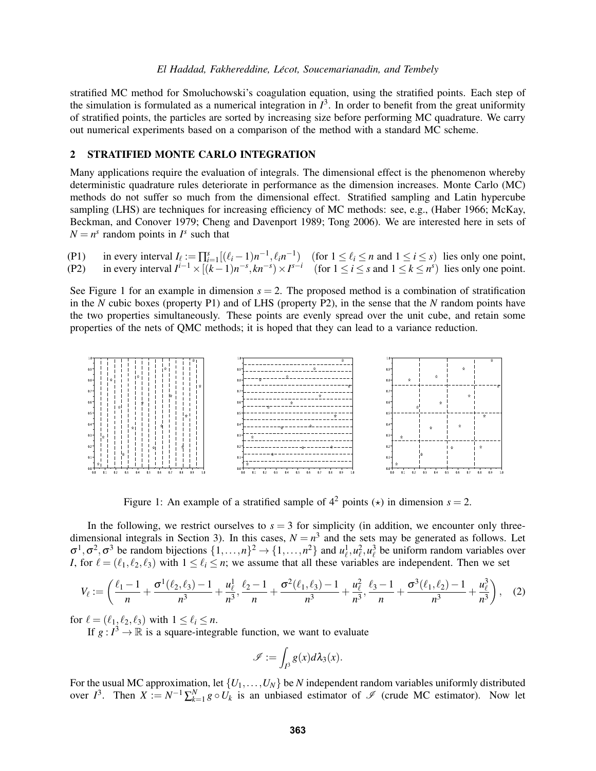stratified MC method for Smoluchowski's coagulation equation, using the stratified points. Each step of the simulation is formulated as a numerical integration in $I^3$. In order to benefit from the great uniformity of stratified points, the particles are sorted by increasing size before performing MC quadrature. We carry out numerical experiments based on a comparison of the method with a standard MC scheme.

## 2 STRATIFIED MONTE CARLO INTEGRATION

Many applications require the evaluation of integrals. The dimensional effect is the phenomenon whereby deterministic quadrature rules deteriorate in performance as the dimension increases. Monte Carlo (MC) methods do not suffer so much from the dimensional effect. Stratified sampling and Latin hypercube sampling (LHS) are techniques for increasing efficiency of MC methods: see, e.g., (Haber 1966; McKay, Beckman, and Conover 1979; Cheng and Davenport 1989; Tong 2006). We are interested here in sets of $N = n^s$ random points in $I^s$ such that

(P1) in every interval $I_\ell := \prod_{i=1}^{s} [(\ell_i - 1)n^{-1}, \ell_i n^{-1})$ (for $1 \le \ell_i \le n$ and $1 \le i \le s$) lies only one point,
(P2) in every interval $I^{i-1} \times [(k-1)n^{-s}, kn^{-s}) \times I^{s-i}$ (for $1 \le i \le s$ and $1 \le k \le n^s$) lies only one point.

See Figure 1 for an example in dimension $s = 2$. The proposed method is a combination of stratification in the $N$ cubic boxes (property P1) and of LHS (property P2), in the sense that the $N$ random points have the two properties simultaneously. These points are evenly spread over the unit cube, and retain some properties of the nets of QMC methods; it is hoped that they can lead to a variance reduction.

Figure 1: An example of a stratified sample of $4^2$ points ($\star$) in dimension $s = 2$.

In the following, we restrict ourselves to $s = 3$ for simplicity (in addition, we encounter only three-dimensional integrals in Section 3). In this cases, $N = n^3$ and the sets may be generated as follows. Let $\sigma^1, \sigma^2, \sigma^3$ be random bijections $\{1, \ldots, n\}^2 \to \{1, \ldots, n^2\}$ and $u^1_\ell, u^2_\ell, u^3_\ell$ be uniform random variables over $I$, for $\ell = (\ell_1, \ell_2, \ell_3)$ with $1 \le \ell_i \le n$; we assume that all these variables are independent. Then we set

$$V_\ell := \left( \frac{\ell_1 - 1}{n} + \frac{\sigma^1(\ell_2, \ell_3) - 1}{n^3} + \frac{u^1_\ell}{n^3}, \frac{\ell_2 - 1}{n} + \frac{\sigma^2(\ell_1, \ell_3) - 1}{n^3} + \frac{u^2_\ell}{n^3}, \frac{\ell_3 - 1}{n} + \frac{\sigma^3(\ell_1, \ell_2) - 1}{n^3} + \frac{u^3_\ell}{n^3} \right), \quad (2)$$

for $\ell = (\ell_1, \ell_2, \ell_3)$ with $1 \le \ell_i \le n$.

If $g : I^3 \to \mathbb{R}$ is a square-integrable function, we want to evaluate

$$\mathscr{I} := \int_{I^3} g(x) d\lambda_3(x).$$

For the usual MC approximation, let $\{U_1, \ldots, U_N\}$ be $N$ independent random variables uniformly distributed over $I^3$. Then $X := N^{-1} \sum_{k=1}^{N} g \circ U_k$ is an unbiased estimator of $\mathscr{I}$ (crude MC estimator). Now let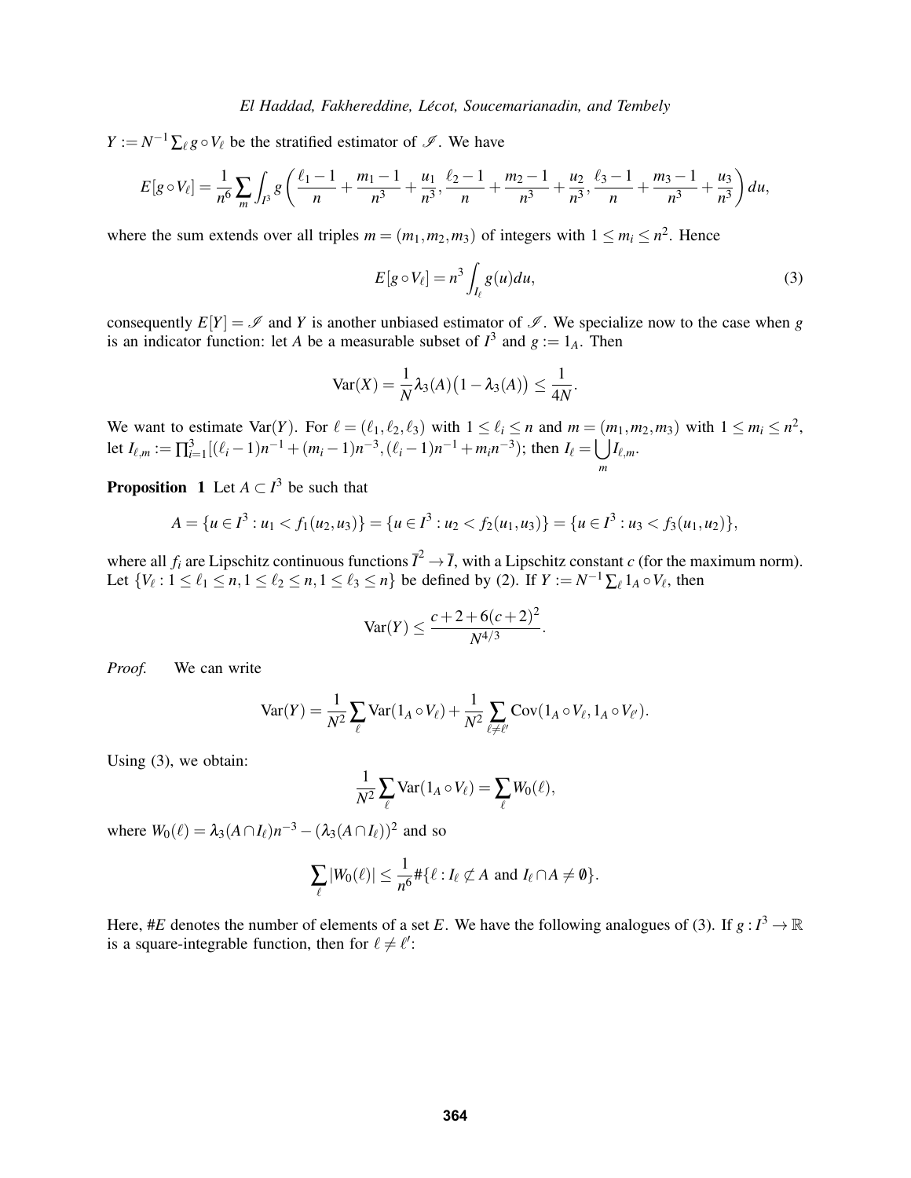$Y := N^{-1} \sum_\ell g \circ V_\ell$ be the stratified estimator of $\mathscr{I}$. We have

$$E[g \circ V_\ell] = \frac{1}{n^6} \sum_m \int_{I^3} g\left( \frac{\ell_1 - 1}{n} + \frac{m_1 - 1}{n^3} + \frac{u_1}{n^3}, \frac{\ell_2 - 1}{n} + \frac{m_2 - 1}{n^3} + \frac{u_2}{n^3}, \frac{\ell_3 - 1}{n} + \frac{m_3 - 1}{n^3} + \frac{u_3}{n^3} \right) du,$$

where the sum extends over all triples $m = (m_1, m_2, m_3)$ of integers with $1 \le m_i \le n^2$. Hence

$$E[g \circ V_\ell] = n^3 \int_{I_\ell} g(u) du, \tag{3}$$

consequently $E[Y] = \mathscr{I}$ and $Y$ is another unbiased estimator of $\mathscr{I}$. We specialize now to the case when $g$ is an indicator function: let $A$ be a measurable subset of $I^3$ and $g := 1_A$. Then

$$\operatorname{Var}(X) = \frac{1}{N} \lambda_3(A)\big(1 - \lambda_3(A)\big) \le \frac{1}{4N}.$$

We want to estimate $\operatorname{Var}(Y)$. For $\ell = (\ell_1, \ell_2, \ell_3)$ with $1 \le \ell_i \le n$ and $m = (m_1, m_2, m_3)$ with $1 \le m_i \le n^2$, let $I_{\ell,m} := \prod_{i=1}^3 [(\ell_i - 1)n^{-1} + (m_i - 1)n^{-3}, (\ell_i - 1)n^{-1} + m_i n^{-3})$; then $I_\ell = \bigcup_m I_{\ell,m}$.

**Proposition 1** Let $A \subset I^3$ be such that

$$A = \{u \in I^3 : u_1 < f_1(u_2, u_3)\} = \{u \in I^3 : u_2 < f_2(u_1, u_3)\} = \{u \in I^3 : u_3 < f_3(u_1, u_2)\},$$

where all $f_i$ are Lipschitz continuous functions $\overline{I}^2 \to \overline{I}$, with a Lipschitz constant $c$ (for the maximum norm). Let $\{V_\ell : 1 \le \ell_1 \le n, 1 \le \ell_2 \le n, 1 \le \ell_3 \le n\}$ be defined by (2). If $Y := N^{-1} \sum_\ell 1_A \circ V_\ell$, then

$$\operatorname{Var}(Y) \le \frac{c + 2 + 6(c+2)^2}{N^{4/3}}.$$

*Proof.* We can write

$$\operatorname{Var}(Y) = \frac{1}{N^2} \sum_\ell \operatorname{Var}(1_A \circ V_\ell) + \frac{1}{N^2} \sum_{\ell \ne \ell'} \operatorname{Cov}(1_A \circ V_\ell, 1_A \circ V_{\ell'}).$$

Using (3), we obtain:

$$\frac{1}{N^2} \sum_\ell \operatorname{Var}(1_A \circ V_\ell) = \sum_\ell W_0(\ell),$$

where $W_0(\ell) = \lambda_3(A \cap I_\ell) n^{-3} - (\lambda_3(A \cap I_\ell))^2$ and so

$$\sum_\ell |W_0(\ell)| \le \frac{1}{n^6} \#\{\ell : I_\ell \not\subset A \text{ and } I_\ell \cap A \ne \emptyset\}.$$

Here, $\#E$ denotes the number of elements of a set $E$. We have the following analogues of (3). If $g : I^3 \to \mathbb{R}$ is a square-integrable function, then for $\ell \ne \ell'$: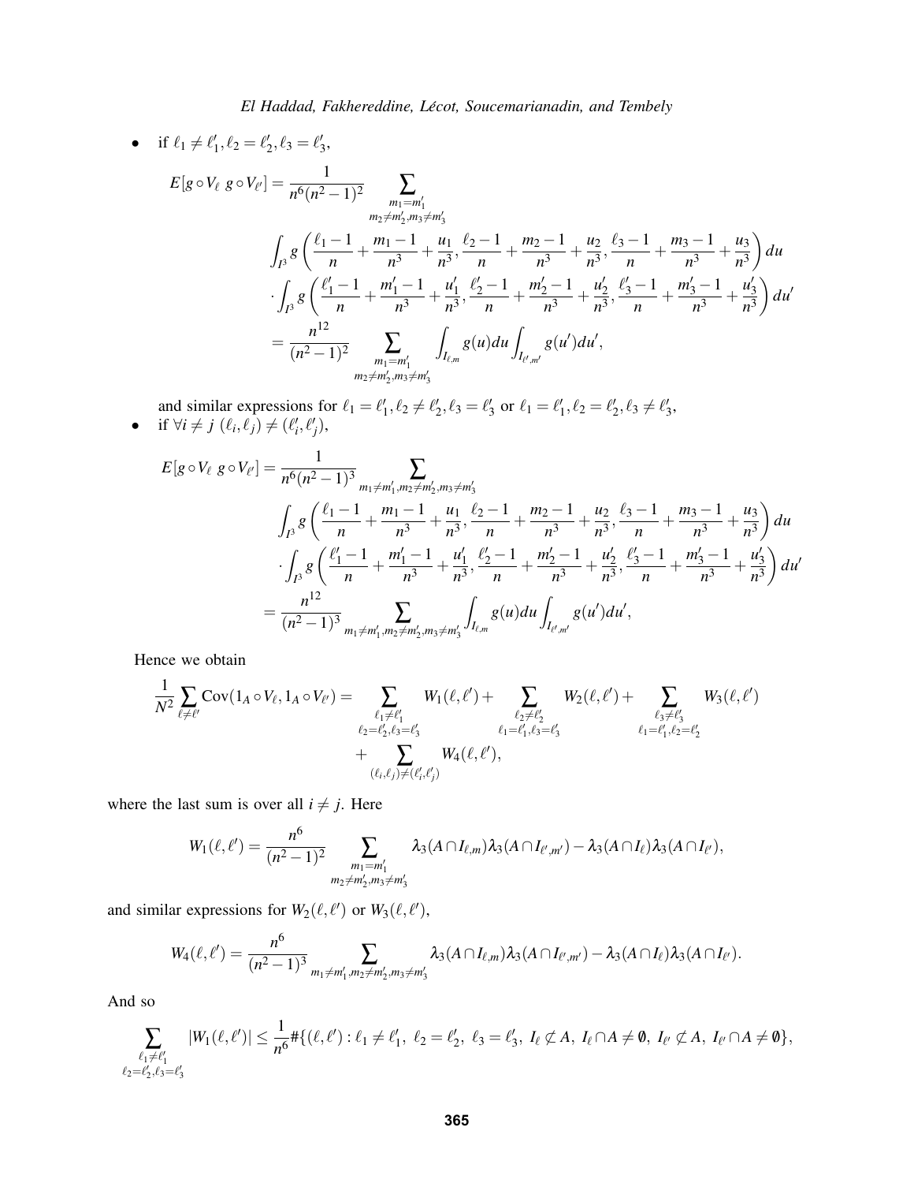- if $\ell_1 \neq \ell'_1, \ell_2 = \ell'_2, \ell_3 = \ell'_3$,

$$
\begin{aligned}
E[g \circ V_\ell \; g \circ V_{\ell'}] = \frac{1}{n^6(n^2-1)^2} & \sum_{\substack{m_1 = m'_1 \\ m_2 \neq m'_2, m_3 \neq m'_3}} \\
& \int_{I^3} g\left(\frac{\ell_1 - 1}{n} + \frac{m_1 - 1}{n^3} + \frac{u_1}{n^3}, \frac{\ell_2 - 1}{n} + \frac{m_2 - 1}{n^3} + \frac{u_2}{n^3}, \frac{\ell_3 - 1}{n} + \frac{m_3 - 1}{n^3} + \frac{u_3}{n^3}\right) du \\
& \cdot \int_{I^3} g\left(\frac{\ell'_1 - 1}{n} + \frac{m'_1 - 1}{n^3} + \frac{u'_1}{n^3}, \frac{\ell'_2 - 1}{n} + \frac{m'_2 - 1}{n^3} + \frac{u'_2}{n^3}, \frac{\ell'_3 - 1}{n} + \frac{m'_3 - 1}{n^3} + \frac{u'_3}{n^3}\right) du' \\
& = \frac{n^{12}}{(n^2-1)^2} \sum_{\substack{m_1 = m'_1 \\ m_2 \neq m'_2, m_3 \neq m'_3}} \int_{I_{\ell,m}} g(u) du \int_{I_{\ell',m'}} g(u') du',
\end{aligned}
$$

  and similar expressions for $\ell_1 = \ell'_1, \ell_2 \neq \ell'_2, \ell_3 = \ell'_3$ or $\ell_1 = \ell'_1, \ell_2 = \ell'_2, \ell_3 \neq \ell'_3$,
- if $\forall i \neq j \; (\ell_i, \ell_j) \neq (\ell'_i, \ell'_j)$,

$$
\begin{aligned}
E[g \circ V_\ell \; g \circ V_{\ell'}] = \frac{1}{n^6(n^2-1)^3} & \sum_{m_1 \neq m'_1, m_2 \neq m'_2, m_3 \neq m'_3} \\
& \int_{I^3} g\left(\frac{\ell_1 - 1}{n} + \frac{m_1 - 1}{n^3} + \frac{u_1}{n^3}, \frac{\ell_2 - 1}{n} + \frac{m_2 - 1}{n^3} + \frac{u_2}{n^3}, \frac{\ell_3 - 1}{n} + \frac{m_3 - 1}{n^3} + \frac{u_3}{n^3}\right) du \\
& \cdot \int_{I^3} g\left(\frac{\ell'_1 - 1}{n} + \frac{m'_1 - 1}{n^3} + \frac{u'_1}{n^3}, \frac{\ell'_2 - 1}{n} + \frac{m'_2 - 1}{n^3} + \frac{u'_2}{n^3}, \frac{\ell'_3 - 1}{n} + \frac{m'_3 - 1}{n^3} + \frac{u'_3}{n^3}\right) du' \\
= \frac{n^{12}}{(n^2-1)^3} & \sum_{m_1 \neq m'_1, m_2 \neq m'_2, m_3 \neq m'_3} \int_{I_{\ell,m}} g(u) du \int_{I_{\ell',m'}} g(u') du',
\end{aligned}
$$

Hence we obtain

$$
\begin{aligned}
\frac{1}{N^2} \sum_{\ell \neq \ell'} \mathrm{Cov}(1_A \circ V_\ell, 1_A \circ V_{\ell'}) = & \sum_{\substack{\ell_1 \neq \ell'_1 \\ \ell_2 = \ell'_2, \ell_3 = \ell'_3}} W_1(\ell, \ell') + \sum_{\substack{\ell_2 \neq \ell'_2 \\ \ell_1 = \ell'_1, \ell_3 = \ell'_3}} W_2(\ell, \ell') + \sum_{\substack{\ell_3 \neq \ell'_3 \\ \ell_1 = \ell'_1, \ell_2 = \ell'_2}} W_3(\ell, \ell') \\
& + \sum_{(\ell_i, \ell_j) \neq (\ell'_i, \ell'_j)} W_4(\ell, \ell'),
\end{aligned}
$$

where the last sum is over all $i \neq j$. Here

$$
W_1(\ell, \ell') = \frac{n^6}{(n^2-1)^2} \sum_{\substack{m_1 = m'_1 \\ m_2 \neq m'_2, m_3 \neq m'_3}} \lambda_3(A \cap I_{\ell,m}) \lambda_3(A \cap I_{\ell',m'}) - \lambda_3(A \cap I_\ell) \lambda_3(A \cap I_{\ell'}),
$$

and similar expressions for $W_2(\ell, \ell')$ or $W_3(\ell, \ell')$,

$$
W_4(\ell, \ell') = \frac{n^6}{(n^2-1)^3} \sum_{m_1 \neq m'_1, m_2 \neq m'_2, m_3 \neq m'_3} \lambda_3(A \cap I_{\ell,m}) \lambda_3(A \cap I_{\ell',m'}) - \lambda_3(A \cap I_\ell) \lambda_3(A \cap I_{\ell'}).
$$

And so

$$
\sum_{\substack{\ell_1 \neq \ell'_1 \\ \ell_2 = \ell'_2, \ell_3 = \ell'_3}} |W_1(\ell, \ell')| \leq \frac{1}{n^6} \#\{(\ell, \ell') : \ell_1 \neq \ell'_1, \; \ell_2 = \ell'_2, \; \ell_3 = \ell'_3, \; I_\ell \not\subset A, \; I_\ell \cap A \neq \emptyset, \; I_{\ell'} \not\subset A, \; I_{\ell'} \cap A \neq \emptyset\},
$$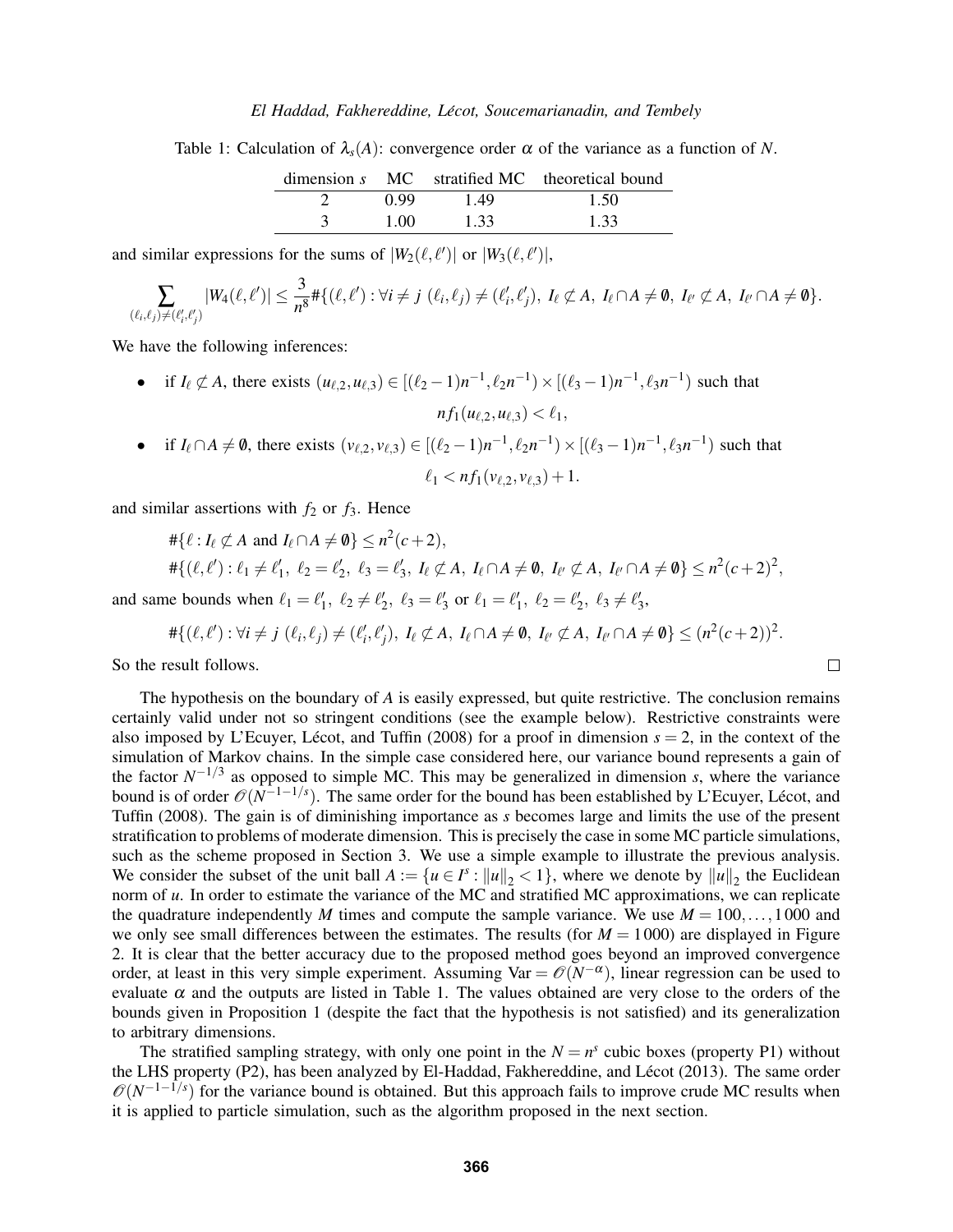Table 1: Calculation of $\lambda_s(A)$: convergence order $\alpha$ of the variance as a function of $N$.

| dimension $s$ | MC | stratified MC | theoretical bound |
|---|---|---|---|
| 2 | 0.99 | 1.49 | 1.50 |
| 3 | 1.00 | 1.33 | 1.33 |

and similar expressions for the sums of $|W_2(\ell,\ell')|$ or $|W_3(\ell,\ell')|$,

$$\sum_{(\ell_i,\ell_j)\neq(\ell'_i,\ell'_j)} |W_4(\ell,\ell')| \leq \frac{3}{n^8}\#\{(\ell,\ell') : \forall i \neq j\ (\ell_i,\ell_j)\neq(\ell'_i,\ell'_j),\ I_\ell \not\subset A,\ I_\ell \cap A \neq \emptyset,\ I_{\ell'} \not\subset A,\ I_{\ell'} \cap A \neq \emptyset\}.$$

We have the following inferences:

- if $I_\ell \not\subset A$, there exists $(u_{\ell,2},u_{\ell,3}) \in [(\ell_2-1)n^{-1},\ell_2 n^{-1}) \times [(\ell_3-1)n^{-1},\ell_3 n^{-1})$ such that
$$nf_1(u_{\ell,2},u_{\ell,3}) < \ell_1,$$
- if $I_\ell \cap A \neq \emptyset$, there exists $(v_{\ell,2},v_{\ell,3}) \in [(\ell_2-1)n^{-1},\ell_2 n^{-1}) \times [(\ell_3-1)n^{-1},\ell_3 n^{-1})$ such that
$$\ell_1 < nf_1(v_{\ell,2},v_{\ell,3}) + 1.$$

and similar assertions with $f_2$ or $f_3$. Hence

$$\#\{\ell : I_\ell \not\subset A \text{ and } I_\ell \cap A \neq \emptyset\} \leq n^2(c+2),$$
$$\#\{(\ell,\ell') : \ell_1 \neq \ell'_1,\ \ell_2 = \ell'_2,\ \ell_3 = \ell'_3,\ I_\ell \not\subset A,\ I_\ell \cap A \neq \emptyset,\ I_{\ell'} \not\subset A,\ I_{\ell'} \cap A \neq \emptyset\} \leq n^2(c+2)^2,$$

and same bounds when $\ell_1 = \ell'_1,\ \ell_2 \neq \ell'_2,\ \ell_3 = \ell'_3$ or $\ell_1 = \ell'_1,\ \ell_2 = \ell'_2,\ \ell_3 \neq \ell'_3$,

$$\#\{(\ell,\ell') : \forall i \neq j\ (\ell_i,\ell_j)\neq(\ell'_i,\ell'_j),\ I_\ell \not\subset A,\ I_\ell \cap A \neq \emptyset,\ I_{\ell'} \not\subset A,\ I_{\ell'} \cap A \neq \emptyset\} \leq (n^2(c+2))^2.$$

So the result follows. □

The hypothesis on the boundary of $A$ is easily expressed, but quite restrictive. The conclusion remains certainly valid under not so stringent conditions (see the example below). Restrictive constraints were also imposed by L'Ecuyer, Lécot, and Tuffin (2008) for a proof in dimension $s = 2$, in the context of the simulation of Markov chains. In the simple case considered here, our variance bound represents a gain of the factor $N^{-1/3}$ as opposed to simple MC. This may be generalized in dimension $s$, where the variance bound is of order $\mathcal{O}(N^{-1-1/s})$. The same order for the bound has been established by L'Ecuyer, Lécot, and Tuffin (2008). The gain is of diminishing importance as $s$ becomes large and limits the use of the present stratification to problems of moderate dimension. This is precisely the case in some MC particle simulations, such as the scheme proposed in Section 3. We use a simple example to illustrate the previous analysis. We consider the subset of the unit ball $A := \{u \in I^s : \|u\|_2 < 1\}$, where we denote by $\|u\|_2$ the Euclidean norm of $u$. In order to estimate the variance of the MC and stratified MC approximations, we can replicate the quadrature independently $M$ times and compute the sample variance. We use $M = 100,\ldots,1\,000$ and we only see small differences between the estimates. The results (for $M = 1\,000$) are displayed in Figure 2. It is clear that the better accuracy due to the proposed method goes beyond an improved convergence order, at least in this very simple experiment. Assuming $\mathrm{Var} = \mathcal{O}(N^{-\alpha})$, linear regression can be used to evaluate $\alpha$ and the outputs are listed in Table 1. The values obtained are very close to the orders of the bounds given in Proposition 1 (despite the fact that the hypothesis is not satisfied) and its generalization to arbitrary dimensions.

The stratified sampling strategy, with only one point in the $N = n^s$ cubic boxes (property P1) without the LHS property (P2), has been analyzed by El-Haddad, Fakhereddine, and Lécot (2013). The same order $\mathcal{O}(N^{-1-1/s})$ for the variance bound is obtained. But this approach fails to improve crude MC results when it is applied to particle simulation, such as the algorithm proposed in the next section.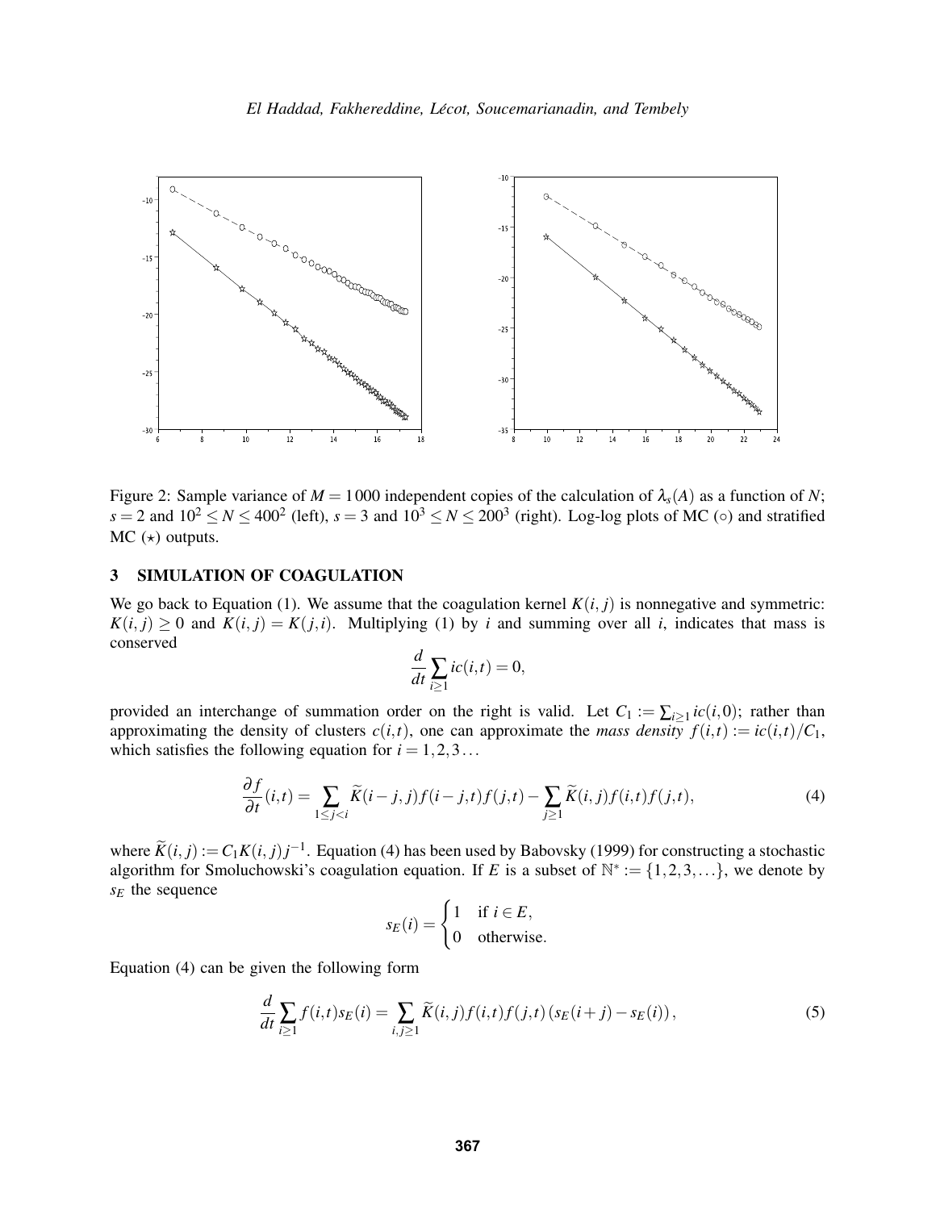Figure 2: Sample variance of $M = 1\,000$ independent copies of the calculation of $\lambda_s(A)$ as a function of $N$; $s = 2$ and $10^2 \leq N \leq 400^2$ (left), $s = 3$ and $10^3 \leq N \leq 200^3$ (right). Log-log plots of MC ($\circ$) and stratified MC ($\star$) outputs.

## 3 SIMULATION OF COAGULATION

We go back to Equation (1). We assume that the coagulation kernel $K(i, j)$ is nonnegative and symmetric: $K(i, j) \geq 0$ and $K(i, j) = K(j, i)$. Multiplying (1) by $i$ and summing over all $i$, indicates that mass is conserved

$$\frac{d}{dt}\sum_{i \geq 1} ic(i,t) = 0,$$

provided an interchange of summation order on the right is valid. Let $C_1 := \sum_{i\geq 1} ic(i, 0)$; rather than approximating the density of clusters $c(i,t)$, one can approximate the *mass density* $f(i,t) := ic(i,t)/C_1$, which satisfies the following equation for $i = 1, 2, 3 \ldots$

$$\frac{\partial f}{\partial t}(i,t) = \sum_{1 \leq j < i} \widetilde{K}(i-j, j) f(i-j,t) f(j,t) - \sum_{j \geq 1} \widetilde{K}(i, j) f(i,t) f(j,t), \tag{4}$$

where $\widetilde{K}(i, j) := C_1 K(i, j) j^{-1}$. Equation (4) has been used by Babovsky (1999) for constructing a stochastic algorithm for Smoluchowski's coagulation equation. If $E$ is a subset of $\mathbb{N}^* := \{1, 2, 3, \ldots\}$, we denote by $s_E$ the sequence

$$s_E(i) = \begin{cases} 1 & \text{if } i \in E, \\ 0 & \text{otherwise.} \end{cases}$$

Equation (4) can be given the following form

$$\frac{d}{dt}\sum_{i \geq 1} f(i,t) s_E(i) = \sum_{i,j \geq 1} \widetilde{K}(i, j) f(i,t) f(j,t) \left(s_E(i+j) - s_E(i)\right), \tag{5}$$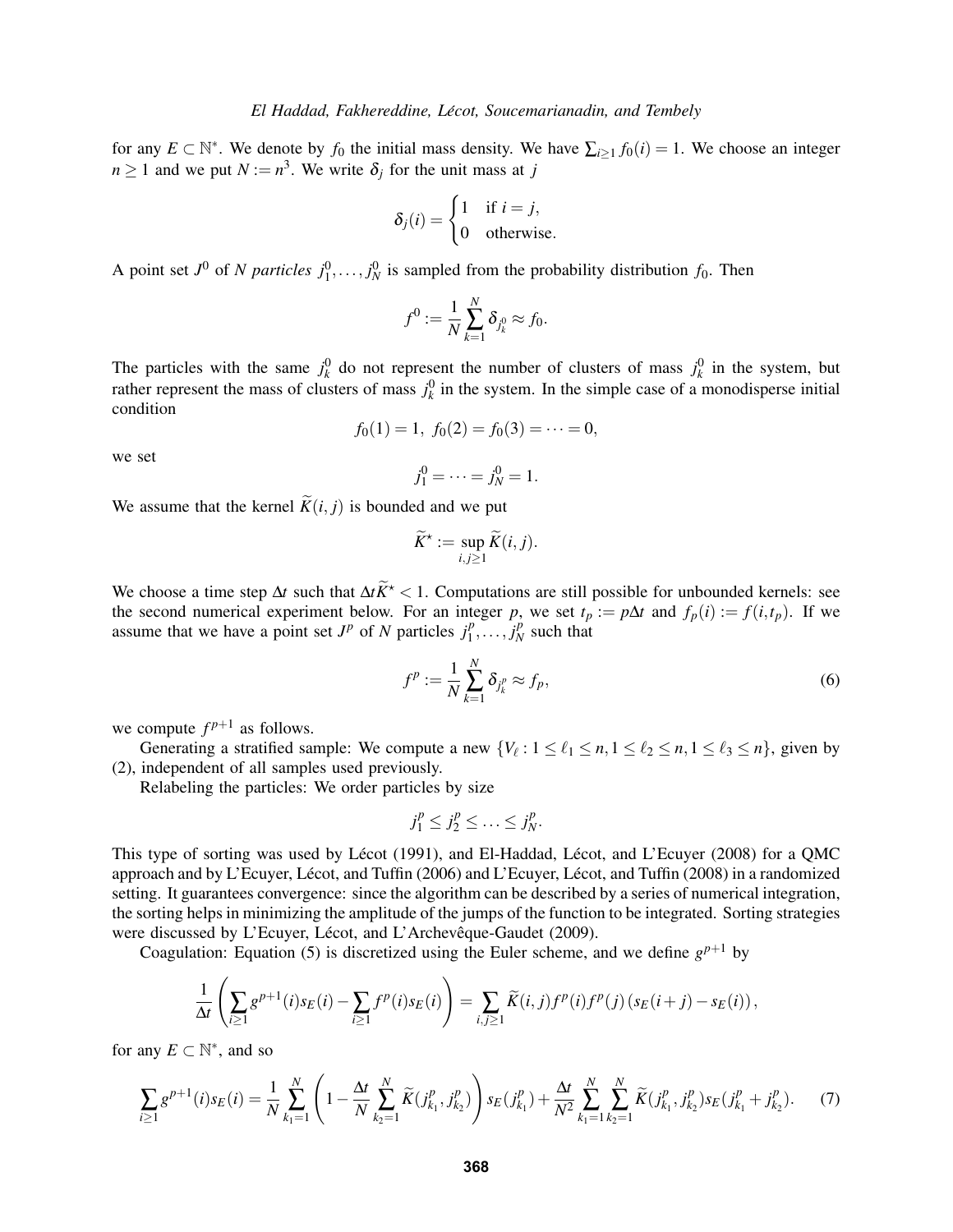for any $E \subset \mathbb{N}^*$. We denote by $f_0$ the initial mass density. We have $\sum_{i\geq 1} f_0(i) = 1$. We choose an integer $n \geq 1$ and we put $N := n^3$. We write $\delta_j$ for the unit mass at $j$

$$\delta_j(i) = \begin{cases} 1 & \text{if } i = j, \\ 0 & \text{otherwise.} \end{cases}$$

A point set $J^0$ of $N$ *particles* $j_1^0, \ldots, j_N^0$ is sampled from the probability distribution $f_0$. Then

$$f^0 := \frac{1}{N} \sum_{k=1}^{N} \delta_{j_k^0} \approx f_0.$$

The particles with the same $j_k^0$ do not represent the number of clusters of mass $j_k^0$ in the system, but rather represent the mass of clusters of mass $j_k^0$ in the system. In the simple case of a monodisperse initial condition

$$f_0(1) = 1, \; f_0(2) = f_0(3) = \cdots = 0,$$

we set

$$j_1^0 = \cdots = j_N^0 = 1.$$

We assume that the kernel $\widetilde{K}(i,j)$ is bounded and we put

$$\widetilde{K}^\star := \sup_{i,j\geq 1} \widetilde{K}(i,j).$$

We choose a time step $\Delta t$ such that $\Delta t \widetilde{K}^\star < 1$. Computations are still possible for unbounded kernels: see the second numerical experiment below. For an integer $p$, we set $t_p := p\Delta t$ and $f_p(i) := f(i,t_p)$. If we assume that we have a point set $J^p$ of $N$ particles $j_1^p, \ldots, j_N^p$ such that

$$f^p := \frac{1}{N} \sum_{k=1}^{N} \delta_{j_k^p} \approx f_p, \tag{6}$$

we compute $f^{p+1}$ as follows.

Generating a stratified sample: We compute a new $\{V_\ell : 1 \leq \ell_1 \leq n, 1 \leq \ell_2 \leq n, 1 \leq \ell_3 \leq n\}$, given by (2), independent of all samples used previously.

Relabeling the particles: We order particles by size

$$j_1^p \leq j_2^p \leq \ldots \leq j_N^p.$$

This type of sorting was used by Lécot (1991), and El-Haddad, Lécot, and L'Ecuyer (2008) for a QMC approach and by L'Ecuyer, Lécot, and Tuffin (2006) and L'Ecuyer, Lécot, and Tuffin (2008) in a randomized setting. It guarantees convergence: since the algorithm can be described by a series of numerical integration, the sorting helps in minimizing the amplitude of the jumps of the function to be integrated. Sorting strategies were discussed by L'Ecuyer, Lécot, and L'Archevêque-Gaudet (2009).

Coagulation: Equation (5) is discretized using the Euler scheme, and we define $g^{p+1}$ by

$$\frac{1}{\Delta t}\left( \sum_{i\geq 1} g^{p+1}(i) s_E(i) - \sum_{i\geq 1} f^p(i) s_E(i) \right) = \sum_{i,j\geq 1} \widetilde{K}(i,j) f^p(i) f^p(j) \left( s_E(i+j) - s_E(i) \right),$$

for any $E \subset \mathbb{N}^*$, and so

$$\sum_{i\geq 1} g^{p+1}(i) s_E(i) = \frac{1}{N} \sum_{k_1=1}^{N} \left( 1 - \frac{\Delta t}{N} \sum_{k_2=1}^{N} \widetilde{K}(j_{k_1}^p, j_{k_2}^p) \right) s_E(j_{k_1}^p) + \frac{\Delta t}{N^2} \sum_{k_1=1}^{N} \sum_{k_2=1}^{N} \widetilde{K}(j_{k_1}^p, j_{k_2}^p) s_E(j_{k_1}^p + j_{k_2}^p). \tag{7}$$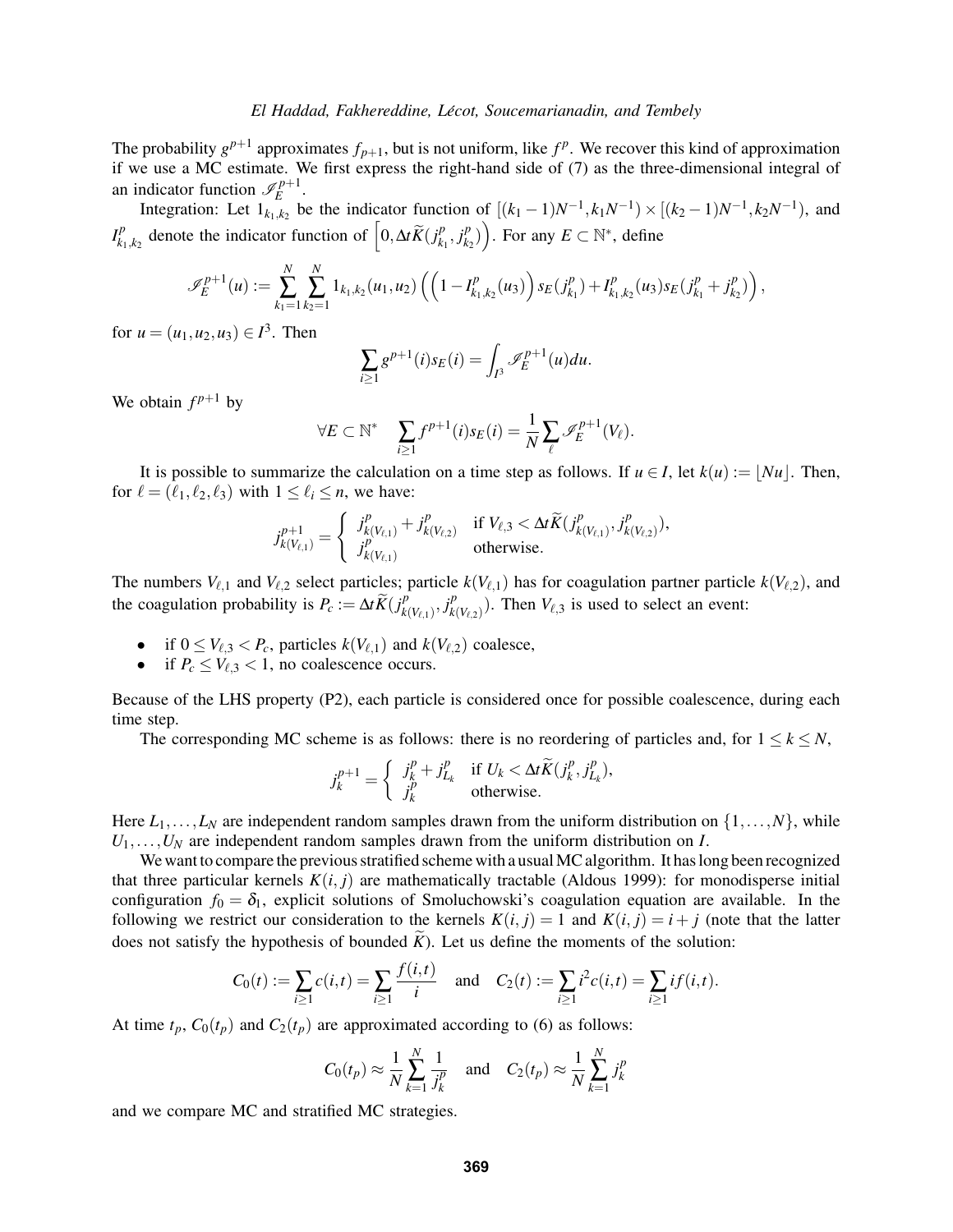The probability $g^{p+1}$ approximates $f_{p+1}$, but is not uniform, like $f^p$. We recover this kind of approximation if we use a MC estimate. We first express the right-hand side of (7) as the three-dimensional integral of an indicator function $\mathscr{I}_E^{p+1}$.

Integration: Let $1_{k_1,k_2}$ be the indicator function of $[(k_1-1)N^{-1}, k_1N^{-1}) \times [(k_2-1)N^{-1}, k_2N^{-1})$, and $I^p_{k_1,k_2}$ denote the indicator function of $\left[0, \Delta t \widetilde{K}(j^p_{k_1}, j^p_{k_2})\right)$. For any $E \subset \mathbb{N}^*$, define

$$\mathscr{I}_E^{p+1}(u) := \sum_{k_1=1}^{N} \sum_{k_2=1}^{N} 1_{k_1,k_2}(u_1,u_2) \left( \left(1 - I^p_{k_1,k_2}(u_3)\right) s_E(j^p_{k_1}) + I^p_{k_1,k_2}(u_3) s_E(j^p_{k_1} + j^p_{k_2}) \right),$$

for $u = (u_1,u_2,u_3) \in I^3$. Then

$$\sum_{i \geq 1} g^{p+1}(i) s_E(i) = \int_{I^3} \mathscr{I}_E^{p+1}(u) du.$$

We obtain $f^{p+1}$ by

$$\forall E \subset \mathbb{N}^* \quad \sum_{i \geq 1} f^{p+1}(i) s_E(i) = \frac{1}{N} \sum_{\ell} \mathscr{I}_E^{p+1}(V_\ell).$$

It is possible to summarize the calculation on a time step as follows. If $u \in I$, let $k(u) := \lfloor Nu \rfloor$. Then, for $\ell = (\ell_1, \ell_2, \ell_3)$ with $1 \leq \ell_i \leq n$, we have:

$$j^{p+1}_{k(V_{\ell,1})} = \begin{cases} j^p_{k(V_{\ell,1})} + j^p_{k(V_{\ell,2})} & \text{if } V_{\ell,3} < \Delta t \widetilde{K}(j^p_{k(V_{\ell,1})}, j^p_{k(V_{\ell,2})}), \\ j^p_{k(V_{\ell,1})} & \text{otherwise.} \end{cases}$$

The numbers $V_{\ell,1}$ and $V_{\ell,2}$ select particles; particle $k(V_{\ell,1})$ has for coagulation partner particle $k(V_{\ell,2})$, and the coagulation probability is $P_c := \Delta t \widetilde{K}(j^p_{k(V_{\ell,1})}, j^p_{k(V_{\ell,2})})$. Then $V_{\ell,3}$ is used to select an event:

- if $0 \leq V_{\ell,3} < P_c$, particles $k(V_{\ell,1})$ and $k(V_{\ell,2})$ coalesce,
- if $P_c \leq V_{\ell,3} < 1$, no coalescence occurs.

Because of the LHS property (P2), each particle is considered once for possible coalescence, during each time step.

The corresponding MC scheme is as follows: there is no reordering of particles and, for $1 \leq k \leq N$,

$$j^{p+1}_k = \begin{cases} j^p_k + j^p_{L_k} & \text{if } U_k < \Delta t \widetilde{K}(j^p_k, j^p_{L_k}), \\ j^p_k & \text{otherwise.} \end{cases}$$

Here $L_1, \ldots, L_N$ are independent random samples drawn from the uniform distribution on $\{1, \ldots, N\}$, while $U_1, \ldots, U_N$ are independent random samples drawn from the uniform distribution on $I$.

We want to compare the previous stratified scheme with a usual MC algorithm. It has long been recognized that three particular kernels $K(i,j)$ are mathematically tractable (Aldous 1999): for monodisperse initial configuration $f_0 = \delta_1$, explicit solutions of Smoluchowski's coagulation equation are available. In the following we restrict our consideration to the kernels $K(i,j) = 1$ and $K(i,j) = i+j$ (note that the latter does not satisfy the hypothesis of bounded $\widetilde{K}$). Let us define the moments of the solution:

$$C_0(t) := \sum_{i \geq 1} c(i,t) = \sum_{i \geq 1} \frac{f(i,t)}{i} \quad \text{and} \quad C_2(t) := \sum_{i \geq 1} i^2 c(i,t) = \sum_{i \geq 1} i f(i,t).$$

At time $t_p$, $C_0(t_p)$ and $C_2(t_p)$ are approximated according to (6) as follows:

$$C_0(t_p) \approx \frac{1}{N} \sum_{k=1}^{N} \frac{1}{j^p_k} \quad \text{and} \quad C_2(t_p) \approx \frac{1}{N} \sum_{k=1}^{N} j^p_k$$

and we compare MC and stratified MC strategies.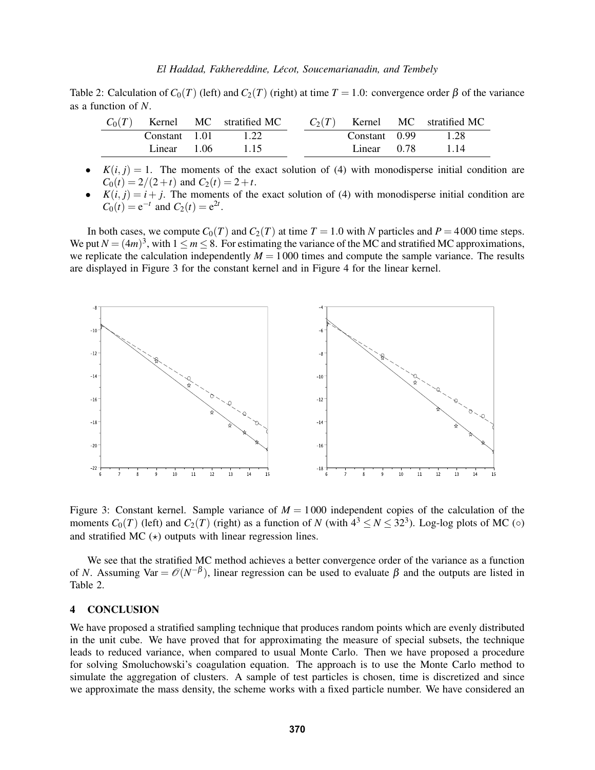Table 2: Calculation of $C_0(T)$ (left) and $C_2(T)$ (right) at time $T = 1.0$: convergence order $\beta$ of the variance as a function of $N$.

| $C_0(T)$ | Kernel | MC | stratified MC |
|---|---|---|---|
| | Constant | 1.01 | 1.22 |
| | Linear | 1.06 | 1.15 |

| $C_2(T)$ | Kernel | MC | stratified MC |
|---|---|---|---|
| | Constant | 0.99 | 1.28 |
| | Linear | 0.78 | 1.14 |

- $K(i,j) = 1$. The moments of the exact solution of (4) with monodisperse initial condition are $C_0(t) = 2/(2+t)$ and $C_2(t) = 2+t$.
- $K(i,j) = i+j$. The moments of the exact solution of (4) with monodisperse initial condition are $C_0(t) = e^{-t}$ and $C_2(t) = e^{2t}$.

In both cases, we compute $C_0(T)$ and $C_2(T)$ at time $T = 1.0$ with $N$ particles and $P = 4\,000$ time steps. We put $N = (4m)^3$, with $1 \leq m \leq 8$. For estimating the variance of the MC and stratified MC approximations, we replicate the calculation independently $M = 1\,000$ times and compute the sample variance. The results are displayed in Figure 3 for the constant kernel and in Figure 4 for the linear kernel.

Figure 3: Constant kernel. Sample variance of $M = 1\,000$ independent copies of the calculation of the moments $C_0(T)$ (left) and $C_2(T)$ (right) as a function of $N$ (with $4^3 \leq N \leq 32^3$). Log-log plots of MC ($\circ$) and stratified MC ($\star$) outputs with linear regression lines.

We see that the stratified MC method achieves a better convergence order of the variance as a function of $N$. Assuming $\text{Var} = \mathcal{O}(N^{-\beta})$, linear regression can be used to evaluate $\beta$ and the outputs are listed in Table 2.

## 4 CONCLUSION

We have proposed a stratified sampling technique that produces random points which are evenly distributed in the unit cube. We have proved that for approximating the measure of special subsets, the technique leads to reduced variance, when compared to usual Monte Carlo. Then we have proposed a procedure for solving Smoluchowski's coagulation equation. The approach is to use the Monte Carlo method to simulate the aggregation of clusters. A sample of test particles is chosen, time is discretized and since we approximate the mass density, the scheme works with a fixed particle number. We have considered an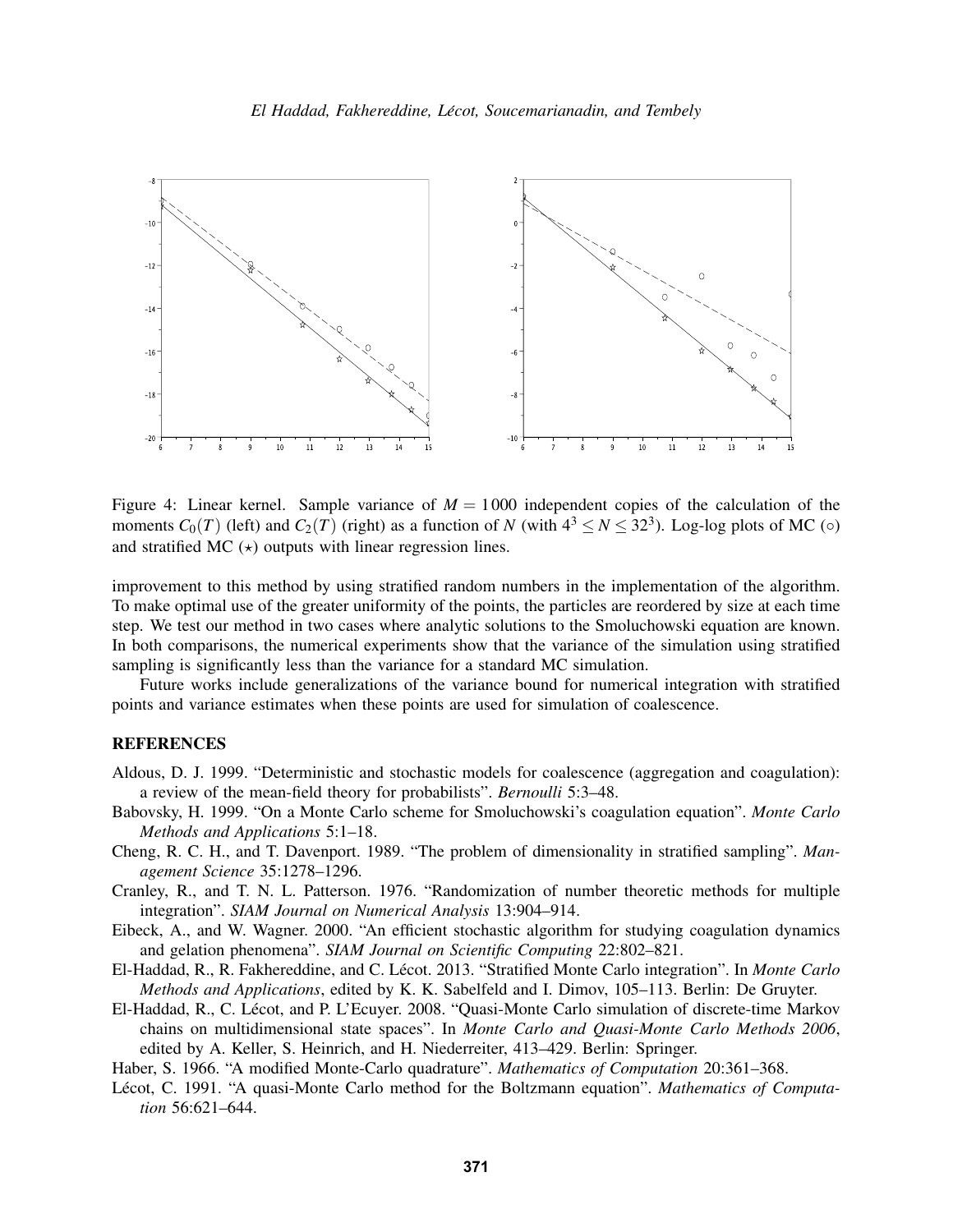Figure 4: Linear kernel. Sample variance of $M = 1000$ independent copies of the calculation of the moments $C_0(T)$ (left) and $C_2(T)$ (right) as a function of $N$ (with $4^3 \leq N \leq 32^3$). Log-log plots of MC ($\circ$) and stratified MC ($\star$) outputs with linear regression lines.

improvement to this method by using stratified random numbers in the implementation of the algorithm. To make optimal use of the greater uniformity of the points, the particles are reordered by size at each time step. We test our method in two cases where analytic solutions to the Smoluchowski equation are known. In both comparisons, the numerical experiments show that the variance of the simulation using stratified sampling is significantly less than the variance for a standard MC simulation.

Future works include generalizations of the variance bound for numerical integration with stratified points and variance estimates when these points are used for simulation of coalescence.

## REFERENCES

Aldous, D. J. 1999. "Deterministic and stochastic models for coalescence (aggregation and coagulation): a review of the mean-field theory for probabilists". *Bernoulli* 5:3–48.

Babovsky, H. 1999. "On a Monte Carlo scheme for Smoluchowski's coagulation equation". *Monte Carlo Methods and Applications* 5:1–18.

Cheng, R. C. H., and T. Davenport. 1989. "The problem of dimensionality in stratified sampling". *Management Science* 35:1278–1296.

Cranley, R., and T. N. L. Patterson. 1976. "Randomization of number theoretic methods for multiple integration". *SIAM Journal on Numerical Analysis* 13:904–914.

Eibeck, A., and W. Wagner. 2000. "An efficient stochastic algorithm for studying coagulation dynamics and gelation phenomena". *SIAM Journal on Scientific Computing* 22:802–821.

El-Haddad, R., R. Fakhereddine, and C. Lécot. 2013. "Stratified Monte Carlo integration". In *Monte Carlo Methods and Applications*, edited by K. K. Sabelfeld and I. Dimov, 105–113. Berlin: De Gruyter.

El-Haddad, R., C. Lécot, and P. L'Ecuyer. 2008. "Quasi-Monte Carlo simulation of discrete-time Markov chains on multidimensional state spaces". In *Monte Carlo and Quasi-Monte Carlo Methods 2006*, edited by A. Keller, S. Heinrich, and H. Niederreiter, 413–429. Berlin: Springer.

Haber, S. 1966. "A modified Monte-Carlo quadrature". *Mathematics of Computation* 20:361–368.

Lécot, C. 1991. "A quasi-Monte Carlo method for the Boltzmann equation". *Mathematics of Computation* 56:621–644.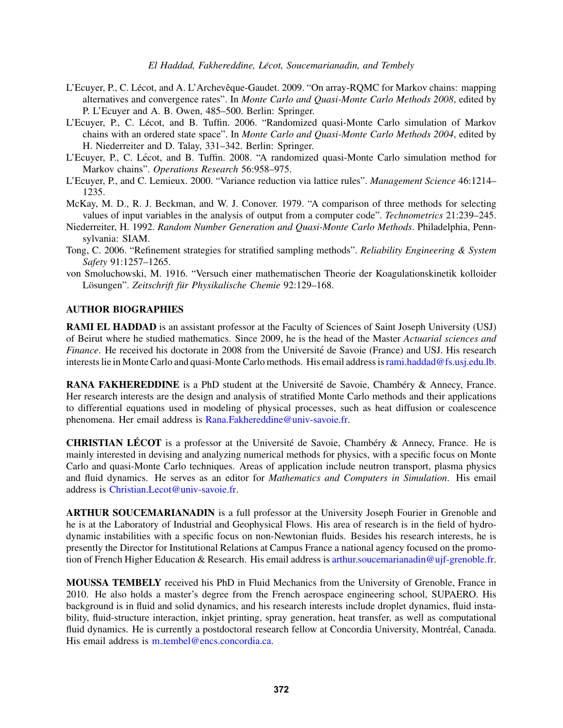L'Ecuyer, P., C. Lécot, and A. L'Archevêque-Gaudet. 2009. "On array-RQMC for Markov chains: mapping alternatives and convergence rates". In *Monte Carlo and Quasi-Monte Carlo Methods 2008*, edited by P. L'Ecuyer and A. B. Owen, 485–500. Berlin: Springer.

L'Ecuyer, P., C. Lécot, and B. Tuffin. 2006. "Randomized quasi-Monte Carlo simulation of Markov chains with an ordered state space". In *Monte Carlo and Quasi-Monte Carlo Methods 2004*, edited by H. Niederreiter and D. Talay, 331–342. Berlin: Springer.

L'Ecuyer, P., C. Lécot, and B. Tuffin. 2008. "A randomized quasi-Monte Carlo simulation method for Markov chains". *Operations Research* 56:958–975.

L'Ecuyer, P., and C. Lemieux. 2000. "Variance reduction via lattice rules". *Management Science* 46:1214–1235.

McKay, M. D., R. J. Beckman, and W. J. Conover. 1979. "A comparison of three methods for selecting values of input variables in the analysis of output from a computer code". *Technometrics* 21:239–245.

Niederreiter, H. 1992. *Random Number Generation and Quasi-Monte Carlo Methods*. Philadelphia, Pennsylvania: SIAM.

Tong, C. 2006. "Refinement strategies for stratified sampling methods". *Reliability Engineering & System Safety* 91:1257–1265.

von Smoluchowski, M. 1916. "Versuch einer mathematischen Theorie der Koagulationskinetik kolloider Lösungen". *Zeitschrift für Physikalische Chemie* 92:129–168.

## AUTHOR BIOGRAPHIES

**RAMI EL HADDAD** is an assistant professor at the Faculty of Sciences of Saint Joseph University (USJ) of Beirut where he studied mathematics. Since 2009, he is the head of the Master *Actuarial sciences and Finance*. He received his doctorate in 2008 from the Université de Savoie (France) and USJ. His research interests lie in Monte Carlo and quasi-Monte Carlo methods. His email address is rami.haddad@fs.usj.edu.lb.

**RANA FAKHEREDDINE** is a PhD student at the Université de Savoie, Chambéry & Annecy, France. Her research interests are the design and analysis of stratified Monte Carlo methods and their applications to differential equations used in modeling of physical processes, such as heat diffusion or coalescence phenomena. Her email address is Rana.Fakhereddine@univ-savoie.fr.

**CHRISTIAN LÉCOT** is a professor at the Université de Savoie, Chambéry & Annecy, France. He is mainly interested in devising and analyzing numerical methods for physics, with a specific focus on Monte Carlo and quasi-Monte Carlo techniques. Areas of application include neutron transport, plasma physics and fluid dynamics. He serves as an editor for *Mathematics and Computers in Simulation*. His email address is Christian.Lecot@univ-savoie.fr.

**ARTHUR SOUCEMARIANADIN** is a full professor at the University Joseph Fourier in Grenoble and he is at the Laboratory of Industrial and Geophysical Flows. His area of research is in the field of hydrodynamic instabilities with a specific focus on non-Newtonian fluids. Besides his research interests, he is presently the Director for Institutional Relations at Campus France a national agency focused on the promotion of French Higher Education & Research. His email address is arthur.soucemarianadin@ujf-grenoble.fr.

**MOUSSA TEMBELY** received his PhD in Fluid Mechanics from the University of Grenoble, France in 2010. He also holds a master's degree from the French aerospace engineering school, SUPAERO. His background is in fluid and solid dynamics, and his research interests include droplet dynamics, fluid instability, fluid-structure interaction, inkjet printing, spray generation, heat transfer, as well as computational fluid dynamics. He is currently a postdoctoral research fellow at Concordia University, Montréal, Canada. His email address is m_tembel@encs.concordia.ca.